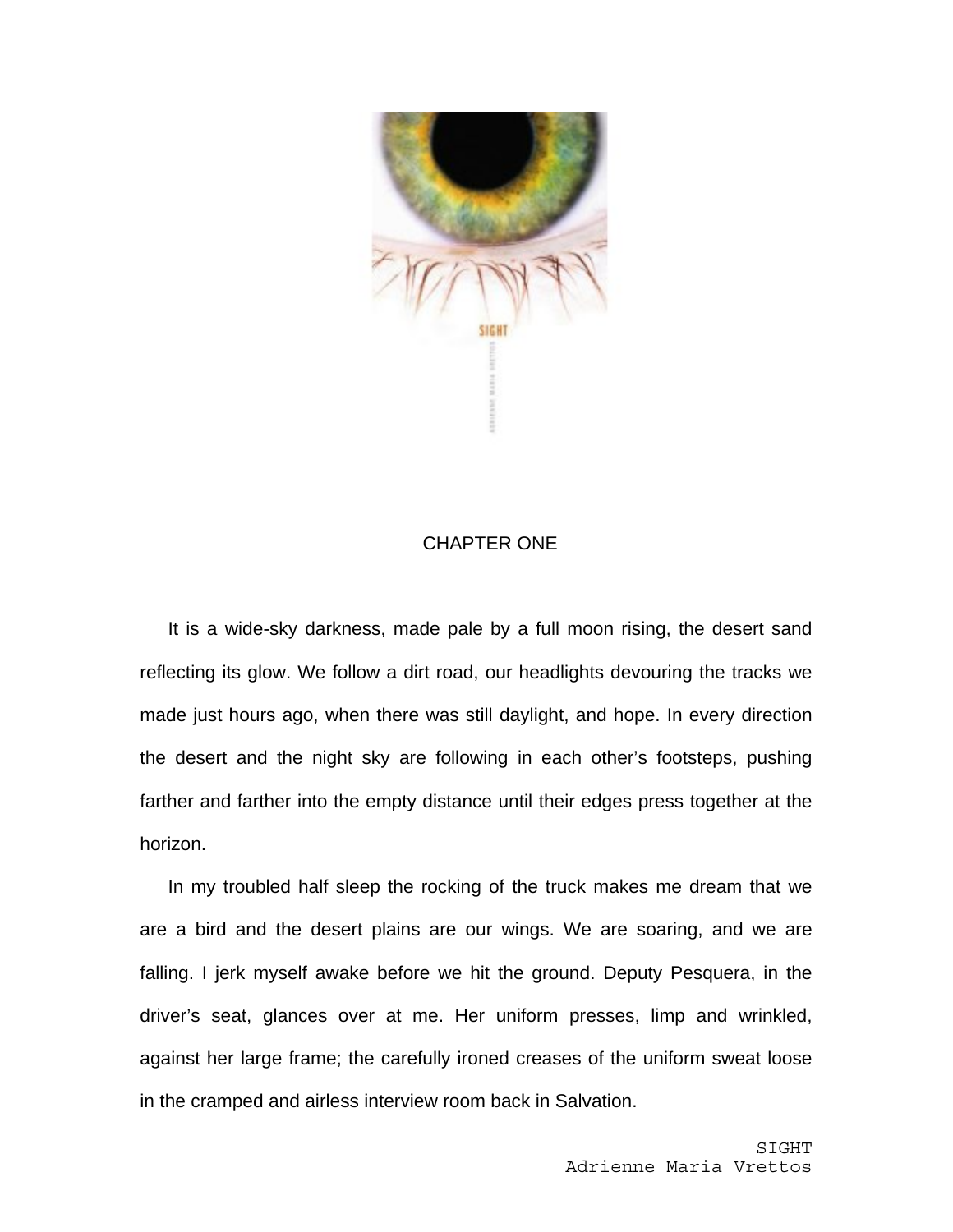# CHAPTER ONE

It is a wide-sky darkness, made pale by a full moon rising, the desert sand reflecting its glow. We follow a dirt road, our headlights devouring the tracks we made just hours ago, when there was still daylight, and hope. In every direction the desert and the night sky are following in each other's footsteps, pushing farther and farther into the empty distance until their edges press together at the horizon.

In my troubled half sleep the rocking of the truck makes me dream that we are a bird and the desert plains are our wings. We are soaring, and we are falling. I jerk myself awake before we hit the ground. Deputy Pesquera, in the driver's seat, glances over at me. Her uniform presses, limp and wrinkled, against her large frame; the carefully ironed creases of the uniform sweat loose in the cramped and airless interview room back in Salvation.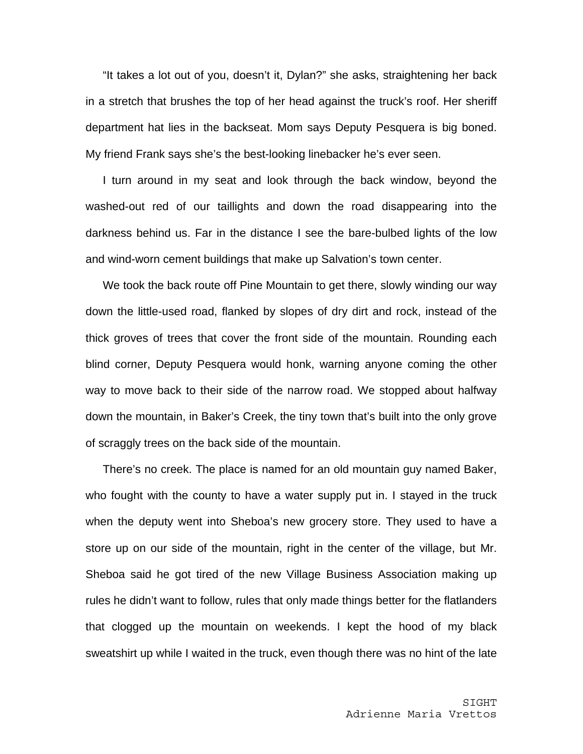"It takes a lot out of you, doesn't it, Dylan?" she asks, straightening her back in a stretch that brushes the top of her head against the truck's roof. Her sheriff department hat lies in the backseat. Mom says Deputy Pesquera is big boned. My friend Frank says she's the best-looking linebacker he's ever seen.

I turn around in my seat and look through the back window, beyond the washed-out red of our taillights and down the road disappearing into the darkness behind us. Far in the distance I see the bare-bulbed lights of the low and wind-worn cement buildings that make up Salvation's town center.

We took the back route off Pine Mountain to get there, slowly winding our way down the little-used road, flanked by slopes of dry dirt and rock, instead of the thick groves of trees that cover the front side of the mountain. Rounding each blind corner, Deputy Pesquera would honk, warning anyone coming the other way to move back to their side of the narrow road. We stopped about halfway down the mountain, in Baker's Creek, the tiny town that's built into the only grove of scraggly trees on the back side of the mountain.

There's no creek. The place is named for an old mountain guy named Baker, who fought with the county to have a water supply put in. I stayed in the truck when the deputy went into Sheboa's new grocery store. They used to have a store up on our side of the mountain, right in the center of the village, but Mr. Sheboa said he got tired of the new Village Business Association making up rules he didn't want to follow, rules that only made things better for the flatlanders that clogged up the mountain on weekends. I kept the hood of my black sweatshirt up while I waited in the truck, even though there was no hint of the late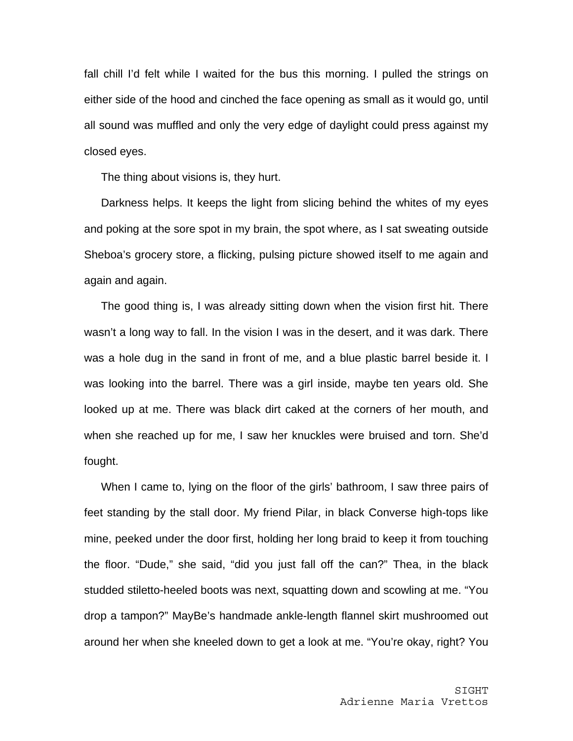fall chill I'd felt while I waited for the bus this morning. I pulled the strings on either side of the hood and cinched the face opening as small as it would go, until all sound was muffled and only the very edge of daylight could press against my closed eyes.

The thing about visions is, they hurt.

Darkness helps. It keeps the light from slicing behind the whites of my eyes and poking at the sore spot in my brain, the spot where, as I sat sweating outside Sheboa's grocery store, a flicking, pulsing picture showed itself to me again and again and again.

The good thing is, I was already sitting down when the vision first hit. There wasn't a long way to fall. In the vision I was in the desert, and it was dark. There was a hole dug in the sand in front of me, and a blue plastic barrel beside it. I was looking into the barrel. There was a girl inside, maybe ten years old. She looked up at me. There was black dirt caked at the corners of her mouth, and when she reached up for me, I saw her knuckles were bruised and torn. She'd fought.

When I came to, lying on the floor of the girls' bathroom, I saw three pairs of feet standing by the stall door. My friend Pilar, in black Converse high-tops like mine, peeked under the door first, holding her long braid to keep it from touching the floor. "Dude," she said, "did you just fall off the can?" Thea, in the black studded stiletto-heeled boots was next, squatting down and scowling at me. "You drop a tampon?" MayBe's handmade ankle-length flannel skirt mushroomed out around her when she kneeled down to get a look at me. "You're okay, right? You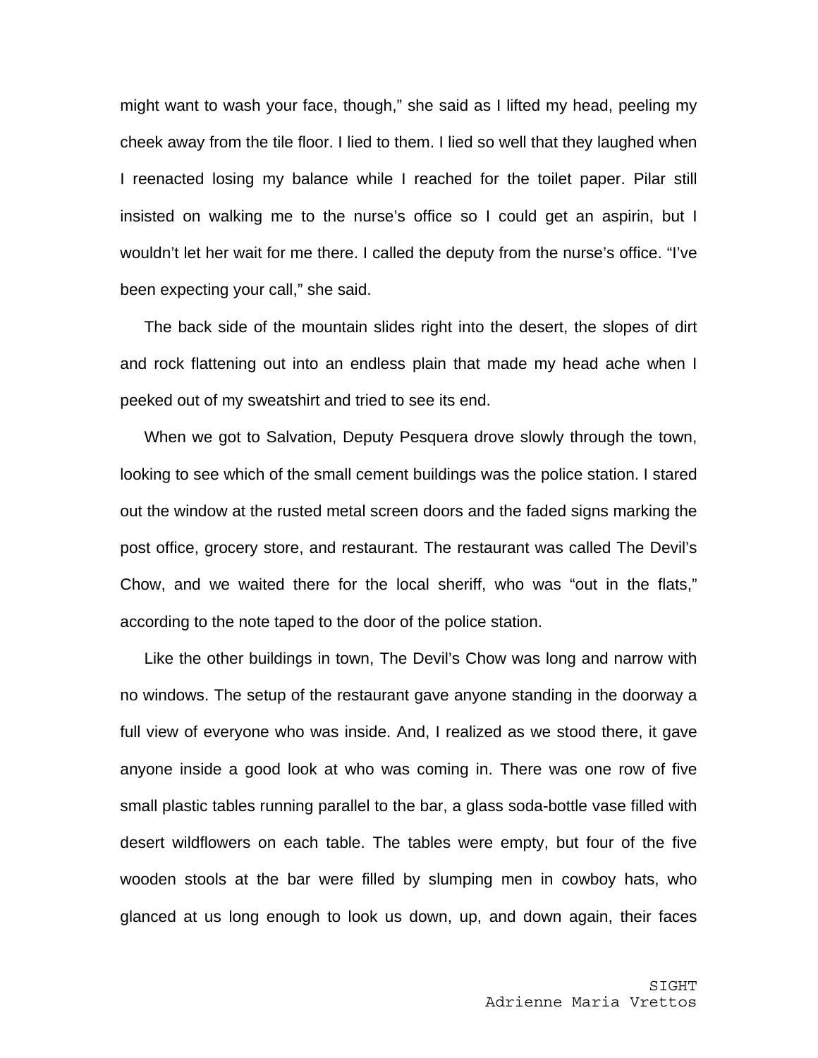might want to wash your face, though," she said as I lifted my head, peeling my cheek away from the tile floor. I lied to them. I lied so well that they laughed when I reenacted losing my balance while I reached for the toilet paper. Pilar still insisted on walking me to the nurse's office so I could get an aspirin, but I wouldn't let her wait for me there. I called the deputy from the nurse's office. "I've been expecting your call," she said.

The back side of the mountain slides right into the desert, the slopes of dirt and rock flattening out into an endless plain that made my head ache when I peeked out of my sweatshirt and tried to see its end.

When we got to Salvation, Deputy Pesquera drove slowly through the town, looking to see which of the small cement buildings was the police station. I stared out the window at the rusted metal screen doors and the faded signs marking the post office, grocery store, and restaurant. The restaurant was called The Devil's Chow, and we waited there for the local sheriff, who was "out in the flats," according to the note taped to the door of the police station.

Like the other buildings in town, The Devil's Chow was long and narrow with no windows. The setup of the restaurant gave anyone standing in the doorway a full view of everyone who was inside. And, I realized as we stood there, it gave anyone inside a good look at who was coming in. There was one row of five small plastic tables running parallel to the bar, a glass soda-bottle vase filled with desert wildflowers on each table. The tables were empty, but four of the five wooden stools at the bar were filled by slumping men in cowboy hats, who glanced at us long enough to look us down, up, and down again, their faces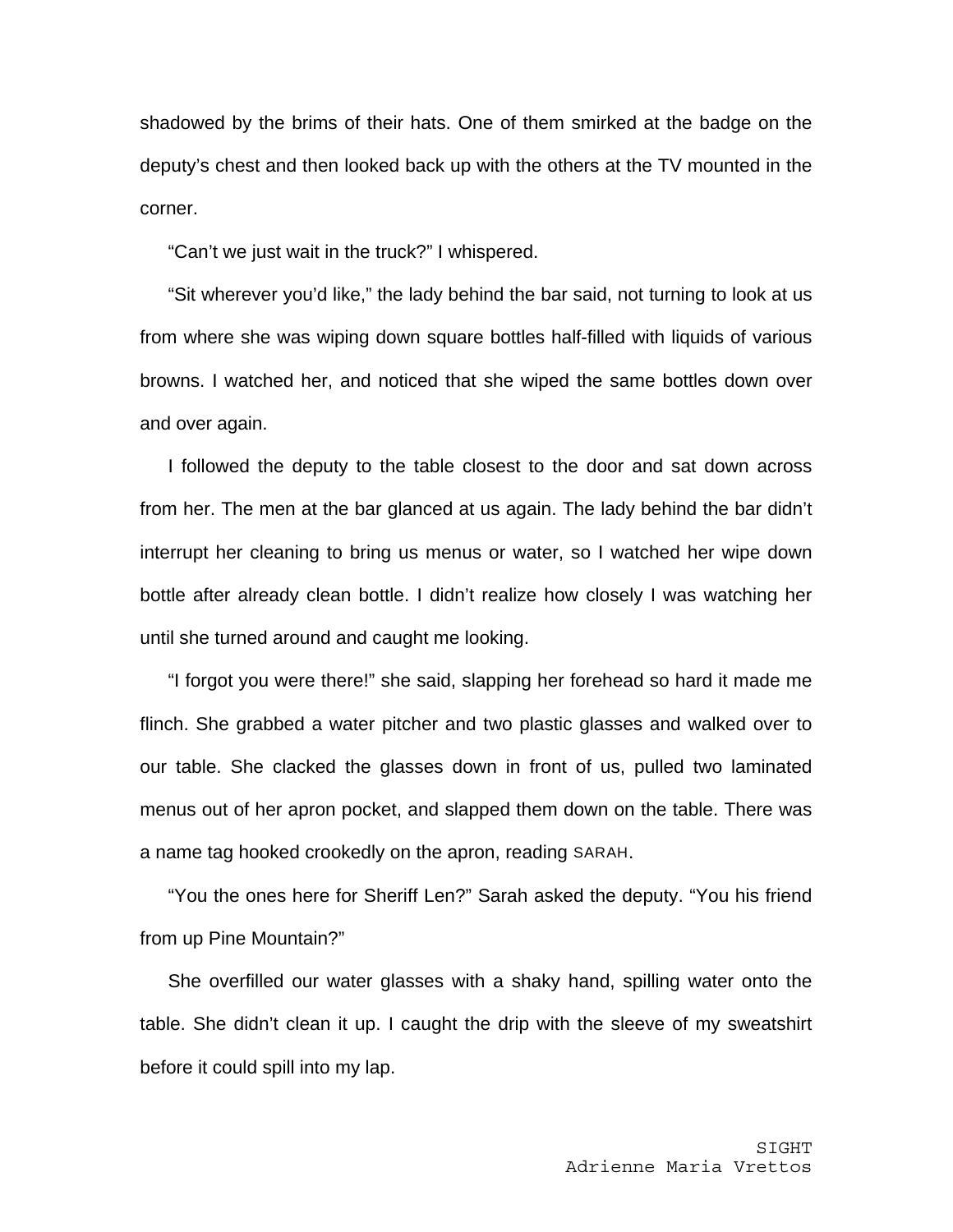shadowed by the brims of their hats. One of them smirked at the badge on the deputy's chest and then looked back up with the others at the TV mounted in the corner.

"Can't we just wait in the truck?" I whispered.

"Sit wherever you'd like," the lady behind the bar said, not turning to look at us from where she was wiping down square bottles half-filled with liquids of various browns. I watched her, and noticed that she wiped the same bottles down over and over again.

I followed the deputy to the table closest to the door and sat down across from her. The men at the bar glanced at us again. The lady behind the bar didn't interrupt her cleaning to bring us menus or water, so I watched her wipe down bottle after already clean bottle. I didn't realize how closely I was watching her until she turned around and caught me looking.

"I forgot you were there!" she said, slapping her forehead so hard it made me flinch. She grabbed a water pitcher and two plastic glasses and walked over to our table. She clacked the glasses down in front of us, pulled two laminated menus out of her apron pocket, and slapped them down on the table. There was a name tag hooked crookedly on the apron, reading SARAH.

"You the ones here for Sheriff Len?" Sarah asked the deputy. "You his friend from up Pine Mountain?"

She overfilled our water glasses with a shaky hand, spilling water onto the table. She didn't clean it up. I caught the drip with the sleeve of my sweatshirt before it could spill into my lap.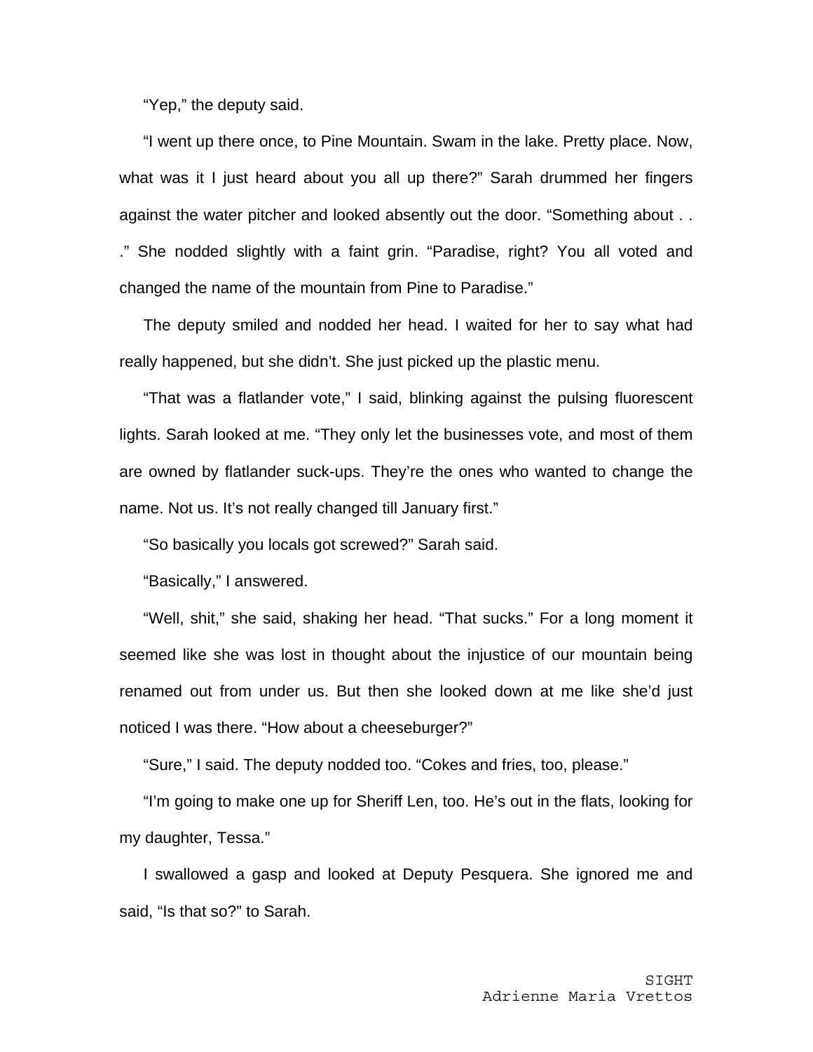"Yep," the deputy said.

"I went up there once, to Pine Mountain. Swam in the lake. Pretty place. Now, what was it I just heard about you all up there?" Sarah drummed her fingers against the water pitcher and looked absently out the door. "Something about . . ." She nodded slightly with a faint grin. "Paradise, right? You all voted and changed the name of the mountain from Pine to Paradise."

The deputy smiled and nodded her head. I waited for her to say what had really happened, but she didn't. She just picked up the plastic menu.

"That was a flatlander vote," I said, blinking against the pulsing fluorescent lights. Sarah looked at me. "They only let the businesses vote, and most of them are owned by flatlander suck-ups. They're the ones who wanted to change the name. Not us. It's not really changed till January first."

"So basically you locals got screwed?" Sarah said.

"Basically," I answered.

"Well, shit," she said, shaking her head. "That sucks." For a long moment it seemed like she was lost in thought about the injustice of our mountain being renamed out from under us. But then she looked down at me like she'd just noticed I was there. "How about a cheeseburger?"

"Sure," I said. The deputy nodded too. "Cokes and fries, too, please."

"I'm going to make one up for Sheriff Len, too. He's out in the flats, looking for my daughter, Tessa."

I swallowed a gasp and looked at Deputy Pesquera. She ignored me and said, "Is that so?" to Sarah.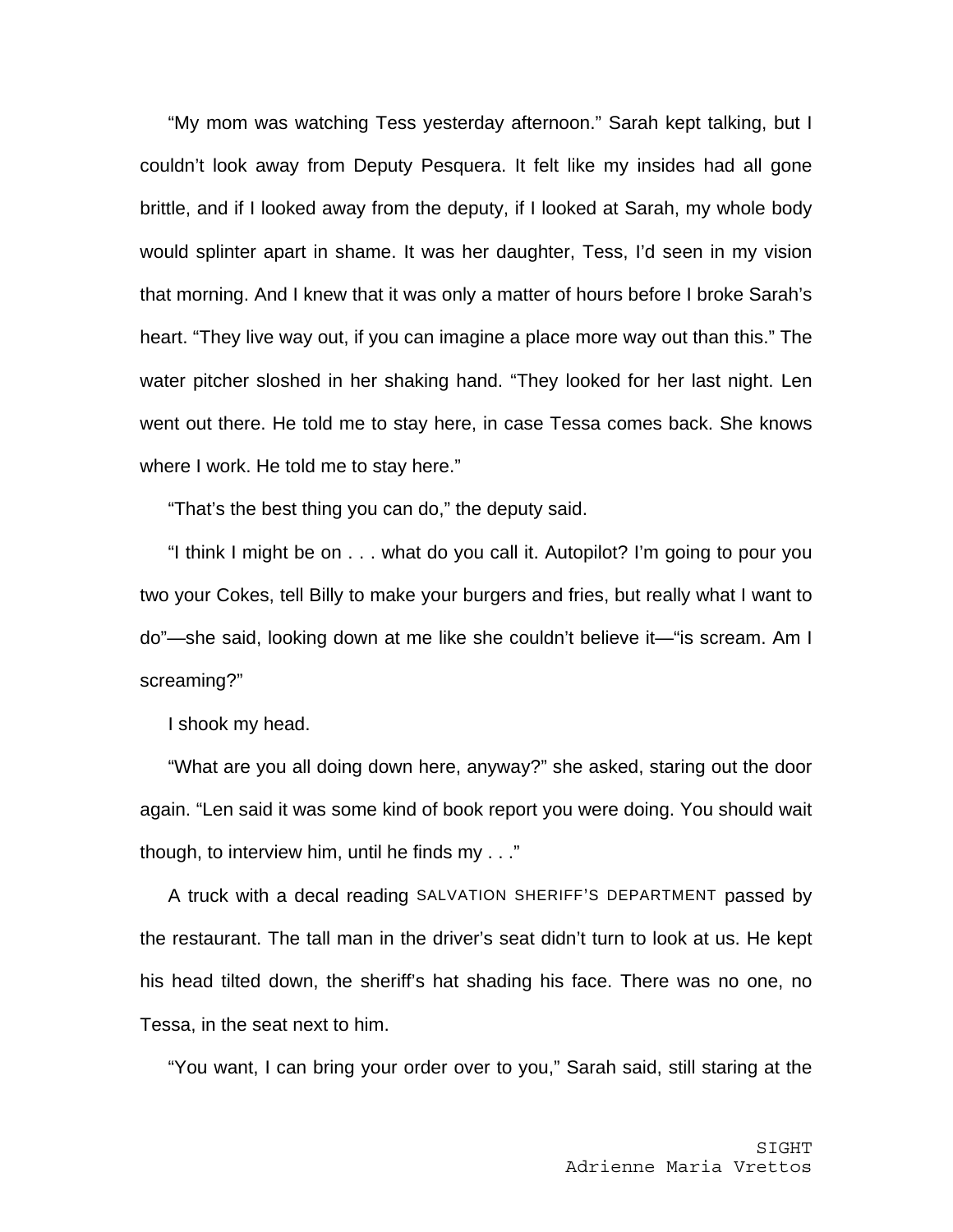“My mom was watching Tess yesterday afternoon.” Sarah kept talking, but I couldn’t look away from Deputy Pesquera. It felt like my insides had all gone brittle, and if I looked away from the deputy, if I looked at Sarah, my whole body would splinter apart in shame. It was her daughter, Tess, I’d seen in my vision that morning. And I knew that it was only a matter of hours before I broke Sarah’s heart. “They live way out, if you can imagine a place more way out than this.” The water pitcher sloshed in her shaking hand. “They looked for her last night. Len went out there. He told me to stay here, in case Tessa comes back. She knows where I work. He told me to stay here.”

“That’s the best thing you can do,” the deputy said.

“I think I might be on . . . what do you call it. Autopilot? I’m going to pour you two your Cokes, tell Billy to make your burgers and fries, but really what I want to do”—she said, looking down at me like she couldn’t believe it—“is scream. Am I screaming?”

I shook my head.

“What are you all doing down here, anyway?” she asked, staring out the door again. “Len said it was some kind of book report you were doing. You should wait though, to interview him, until he finds my . . .”

A truck with a decal reading SALVATION SHERIFF’S DEPARTMENT passed by the restaurant. The tall man in the driver’s seat didn’t turn to look at us. He kept his head tilted down, the sheriff’s hat shading his face. There was no one, no Tessa, in the seat next to him.

“You want, I can bring your order over to you,” Sarah said, still staring at the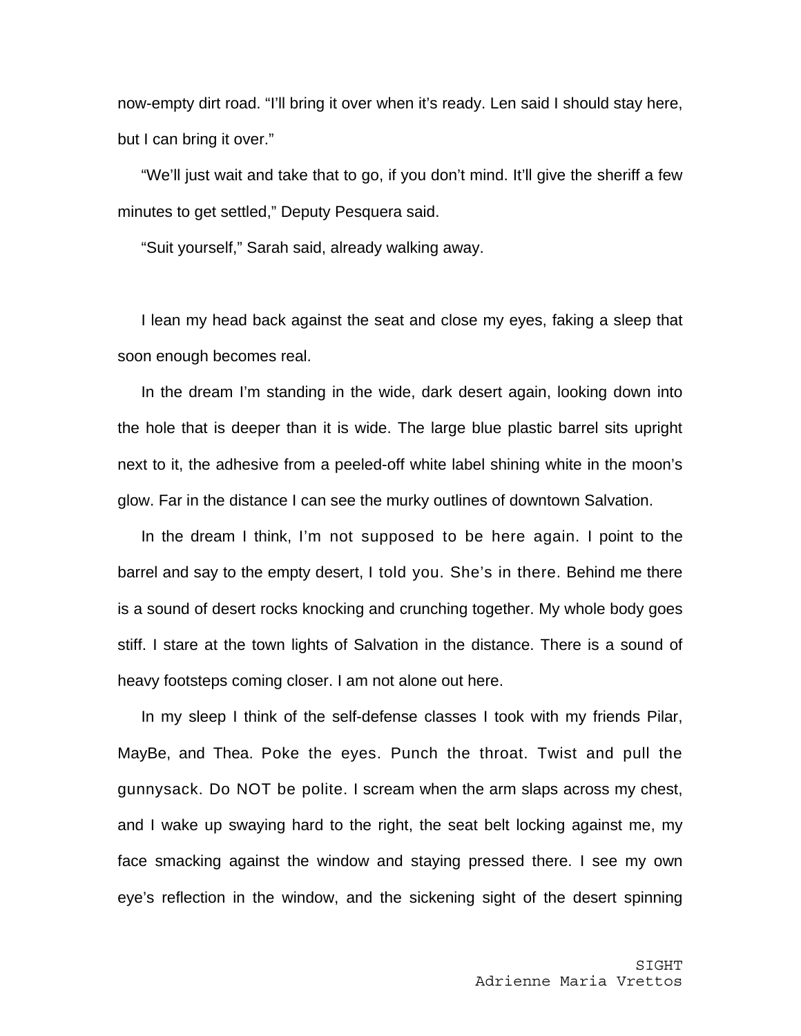now-empty dirt road. “I’ll bring it over when it’s ready. Len said I should stay here, but I can bring it over.”

“We’ll just wait and take that to go, if you don’t mind. It’ll give the sheriff a few minutes to get settled,” Deputy Pesquera said.

“Suit yourself,” Sarah said, already walking away.

I lean my head back against the seat and close my eyes, faking a sleep that soon enough becomes real.

In the dream I’m standing in the wide, dark desert again, looking down into the hole that is deeper than it is wide. The large blue plastic barrel sits upright next to it, the adhesive from a peeled-off white label shining white in the moon’s glow. Far in the distance I can see the murky outlines of downtown Salvation.

In the dream I think, *I’m not supposed to be here again.* I point to the barrel and say to the empty desert, *I told you. She’s in there.* Behind me there is a sound of desert rocks knocking and crunching together. My whole body goes stiff. I stare at the town lights of Salvation in the distance. There is a sound of heavy footsteps coming closer. I am not alone out here.

In my sleep I think of the self-defense classes I took with my friends Pilar, MayBe, and Thea. *Poke the eyes. Punch the throat. Twist and pull the gunnysack. Do NOT be polite.* I scream when the arm slaps across my chest, and I wake up swaying hard to the right, the seat belt locking against me, my face smacking against the window and staying pressed there. I see my own eye’s reflection in the window, and the sickening sight of the desert spinning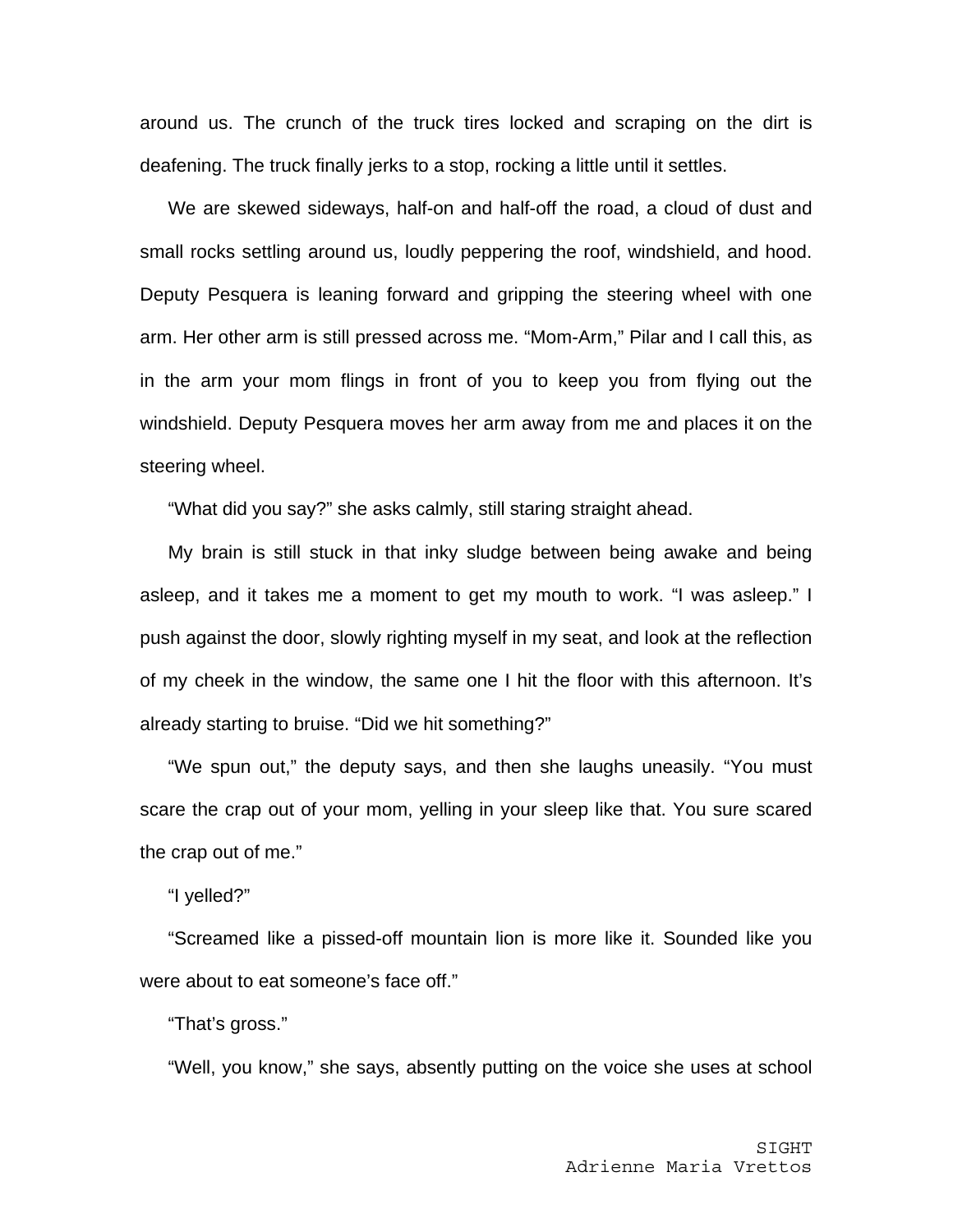around us. The crunch of the truck tires locked and scraping on the dirt is deafening. The truck finally jerks to a stop, rocking a little until it settles.

We are skewed sideways, half-on and half-off the road, a cloud of dust and small rocks settling around us, loudly peppering the roof, windshield, and hood. Deputy Pesquera is leaning forward and gripping the steering wheel with one arm. Her other arm is still pressed across me. "Mom-Arm," Pilar and I call this, as in the arm your mom flings in front of you to keep you from flying out the windshield. Deputy Pesquera moves her arm away from me and places it on the steering wheel.

"What did you say?" she asks calmly, still staring straight ahead.

My brain is still stuck in that inky sludge between being awake and being asleep, and it takes me a moment to get my mouth to work. "I was asleep." I push against the door, slowly righting myself in my seat, and look at the reflection of my cheek in the window, the same one I hit the floor with this afternoon. It's already starting to bruise. "Did we hit something?"

"We spun out," the deputy says, and then she laughs uneasily. "You must scare the crap out of your mom, yelling in your sleep like that. You sure scared the crap out of me."

"I yelled?"

"Screamed like a pissed-off mountain lion is more like it. Sounded like you were about to eat someone's face off."

"That's gross."

"Well, you know," she says, absently putting on the voice she uses at school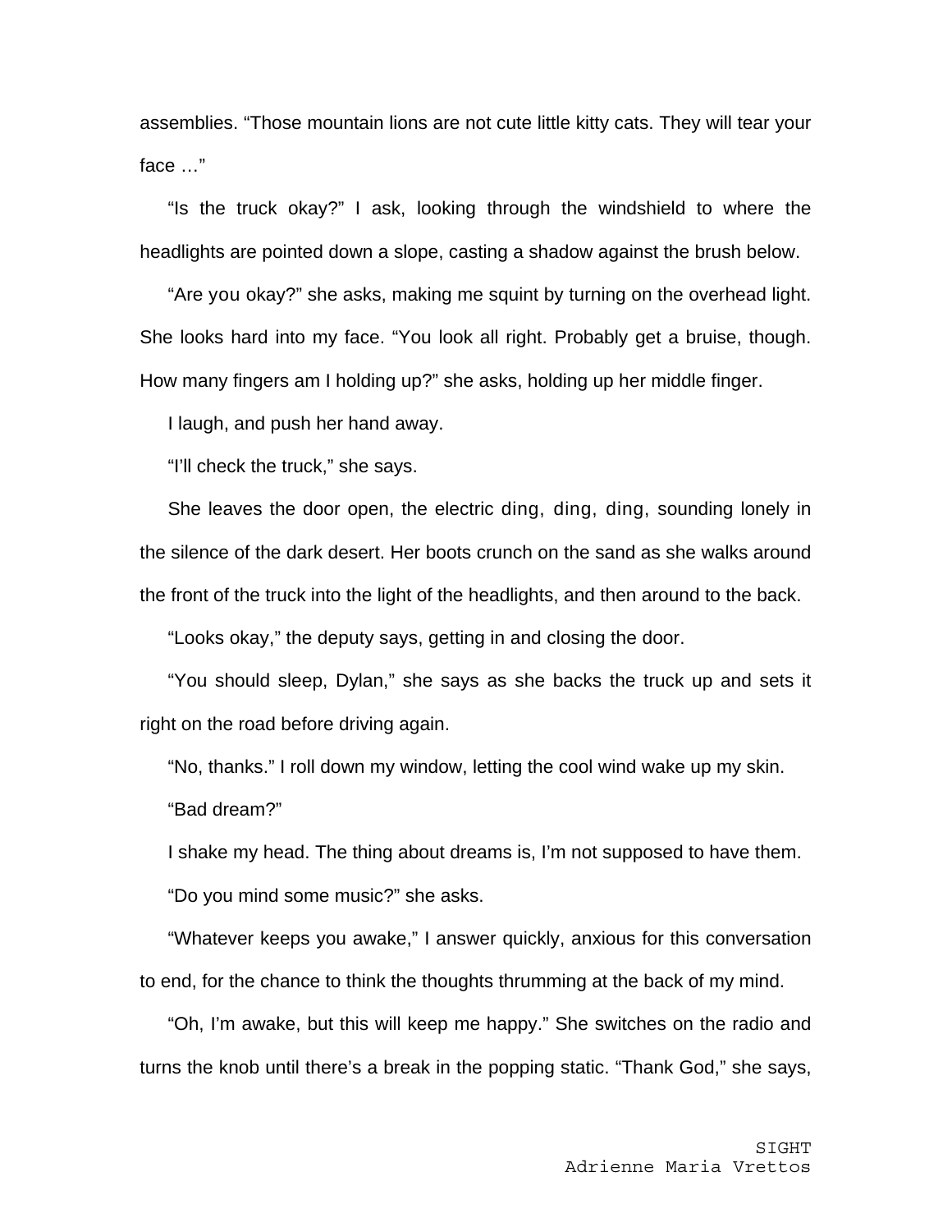assemblies. “Those mountain lions are not cute little kitty cats. They will tear your face …”

“Is the truck okay?” I ask, looking through the windshield to where the headlights are pointed down a slope, casting a shadow against the brush below.

“Are you okay?” she asks, making me squint by turning on the overhead light. She looks hard into my face. “You look all right. Probably get a bruise, though. How many fingers am I holding up?” she asks, holding up her middle finger.

I laugh, and push her hand away.

“I’ll check the truck,” she says.

She leaves the door open, the electric ding, ding, ding, sounding lonely in the silence of the dark desert. Her boots crunch on the sand as she walks around the front of the truck into the light of the headlights, and then around to the back.

“Looks okay,” the deputy says, getting in and closing the door.

“You should sleep, Dylan,” she says as she backs the truck up and sets it right on the road before driving again.

“No, thanks.” I roll down my window, letting the cool wind wake up my skin.

“Bad dream?”

I shake my head. The thing about dreams is, I’m not supposed to have them.

“Do you mind some music?” she asks.

“Whatever keeps you awake,” I answer quickly, anxious for this conversation to end, for the chance to think the thoughts thrumming at the back of my mind.

“Oh, I’m awake, but this will keep me happy.” She switches on the radio and turns the knob until there’s a break in the popping static. “Thank God,” she says,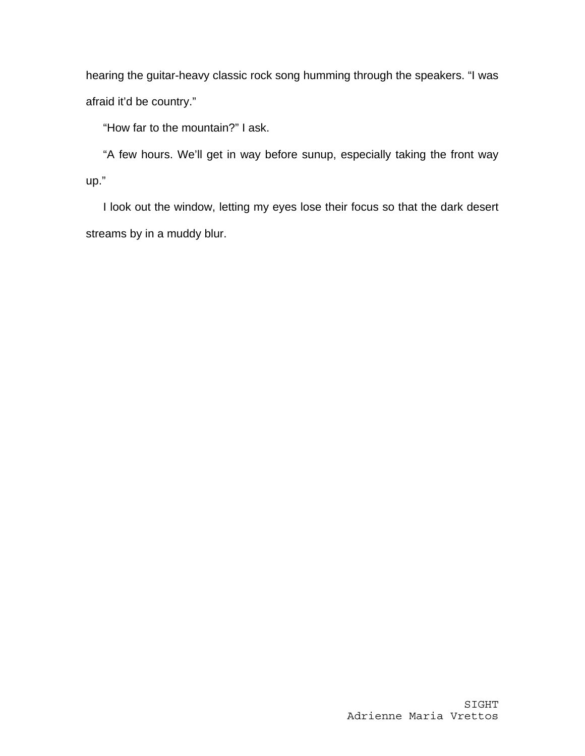hearing the guitar-heavy classic rock song humming through the speakers. "I was afraid it'd be country."

"How far to the mountain?" I ask.

"A few hours. We'll get in way before sunup, especially taking the front way up."

I look out the window, letting my eyes lose their focus so that the dark desert streams by in a muddy blur.